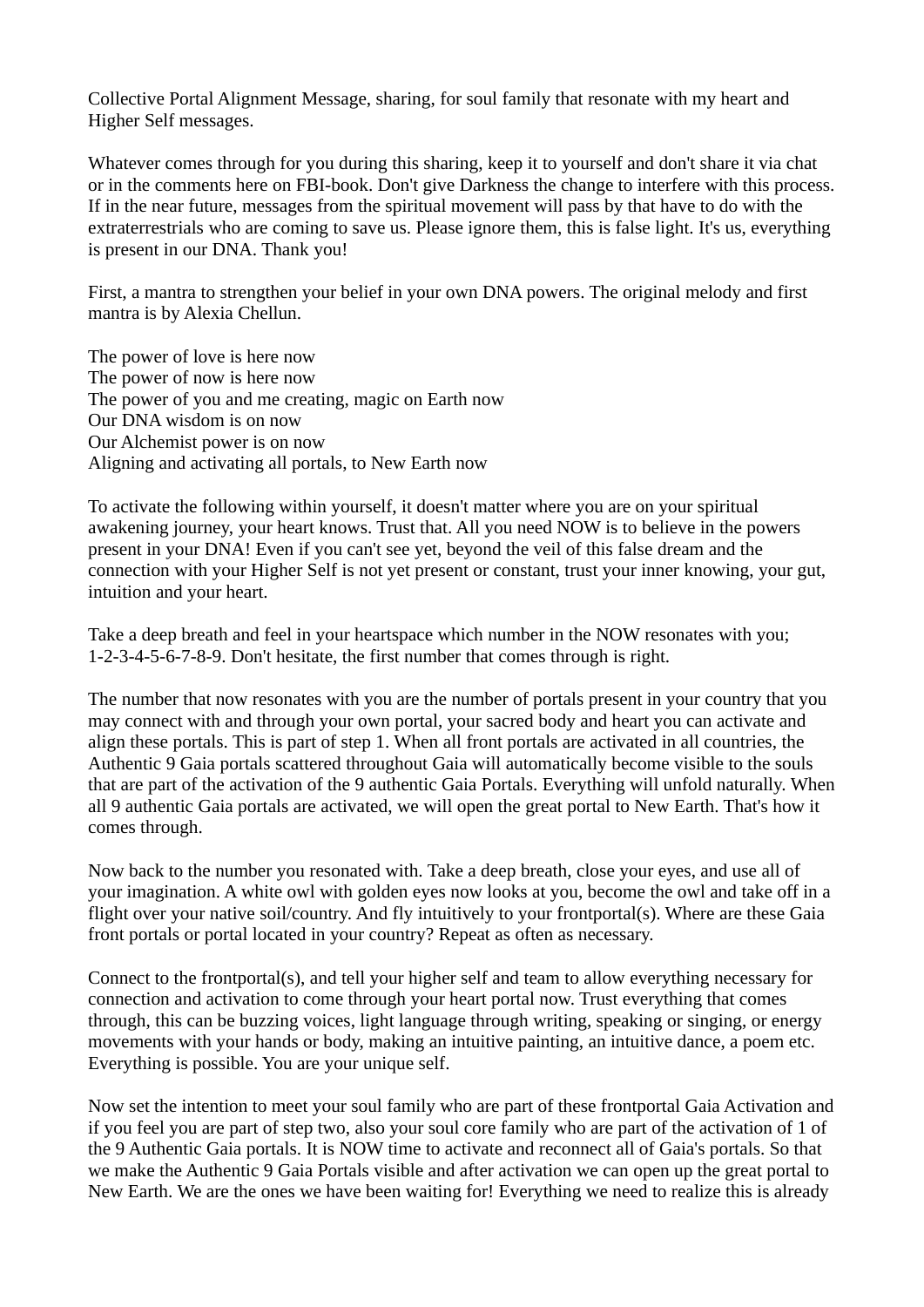Collective Portal Alignment Message, sharing, for soul family that resonate with my heart and Higher Self messages.

Whatever comes through for you during this sharing, keep it to yourself and don't share it via chat or in the comments here on FBI-book. Don't give Darkness the change to interfere with this process. If in the near future, messages from the spiritual movement will pass by that have to do with the extraterrestrials who are coming to save us. Please ignore them, this is false light. It's us, everything is present in our DNA. Thank you!

First, a mantra to strengthen your belief in your own DNA powers. The original melody and first mantra is by Alexia Chellun.

The power of love is here now  
The power of now is here now  
The power of you and me creating, magic on Earth now  
Our DNA wisdom is on now  
Our Alchemist power is on now  
Aligning and activating all portals, to New Earth now

To activate the following within yourself, it doesn't matter where you are on your spiritual awakening journey, your heart knows. Trust that. All you need NOW is to believe in the powers present in your DNA! Even if you can't see yet, beyond the veil of this false dream and the connection with your Higher Self is not yet present or constant, trust your inner knowing, your gut, intuition and your heart.

Take a deep breath and feel in your heartspace which number in the NOW resonates with you; 1-2-3-4-5-6-7-8-9. Don't hesitate, the first number that comes through is right.

The number that now resonates with you are the number of portals present in your country that you may connect with and through your own portal, your sacred body and heart you can activate and align these portals. This is part of step 1. When all front portals are activated in all countries, the Authentic 9 Gaia portals scattered throughout Gaia will automatically become visible to the souls that are part of the activation of the 9 authentic Gaia Portals. Everything will unfold naturally. When all 9 authentic Gaia portals are activated, we will open the great portal to New Earth. That's how it comes through.

Now back to the number you resonated with. Take a deep breath, close your eyes, and use all of your imagination. A white owl with golden eyes now looks at you, become the owl and take off in a flight over your native soil/country. And fly intuitively to your frontportal(s). Where are these Gaia front portals or portal located in your country? Repeat as often as necessary.

Connect to the frontportal(s), and tell your higher self and team to allow everything necessary for connection and activation to come through your heart portal now. Trust everything that comes through, this can be buzzing voices, light language through writing, speaking or singing, or energy movements with your hands or body, making an intuitive painting, an intuitive dance, a poem etc. Everything is possible. You are your unique self.

Now set the intention to meet your soul family who are part of these frontportal Gaia Activation and if you feel you are part of step two, also your soul core family who are part of the activation of 1 of the 9 Authentic Gaia portals. It is NOW time to activate and reconnect all of Gaia's portals. So that we make the Authentic 9 Gaia Portals visible and after activation we can open up the great portal to New Earth. We are the ones we have been waiting for! Everything we need to realize this is already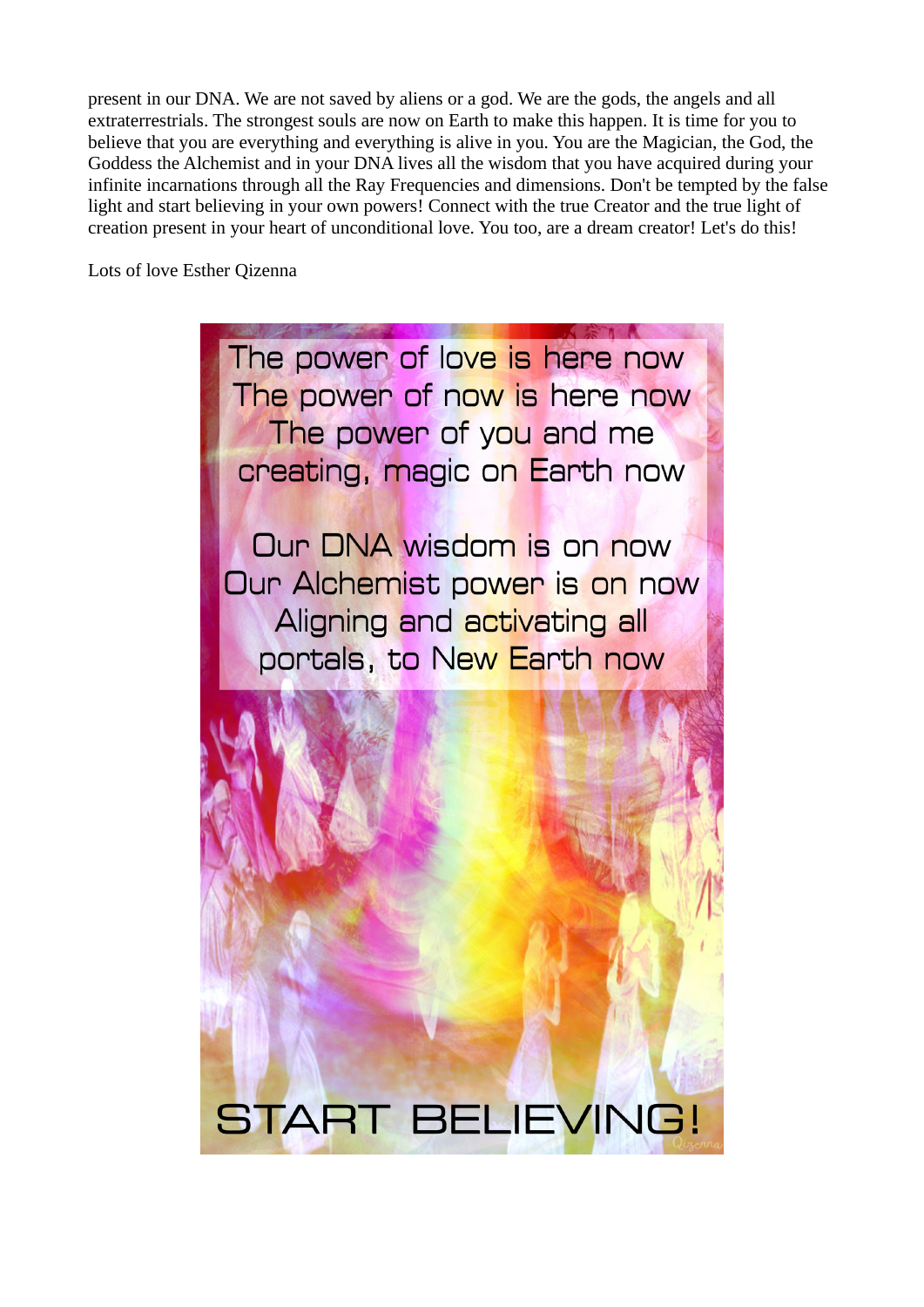present in our DNA. We are not saved by aliens or a god. We are the gods, the angels and all extraterrestrials. The strongest souls are now on Earth to make this happen. It is time for you to believe that you are everything and everything is alive in you. You are the Magician, the God, the Goddess the Alchemist and in your DNA lives all the wisdom that you have acquired during your infinite incarnations through all the Ray Frequencies and dimensions. Don't be tempted by the false light and start believing in your own powers! Connect with the true Creator and the true light of creation present in your heart of unconditional love. You too, are a dream creator! Let's do this!

Lots of love Esther Qizenna

The power of love is here now
The power of now is here now
The power of you and me
creating, magic on Earth now

Our DNA wisdom is on now
Our Alchemist power is on now
Aligning and activating all
portals, to New Earth now

START BELIEVING!